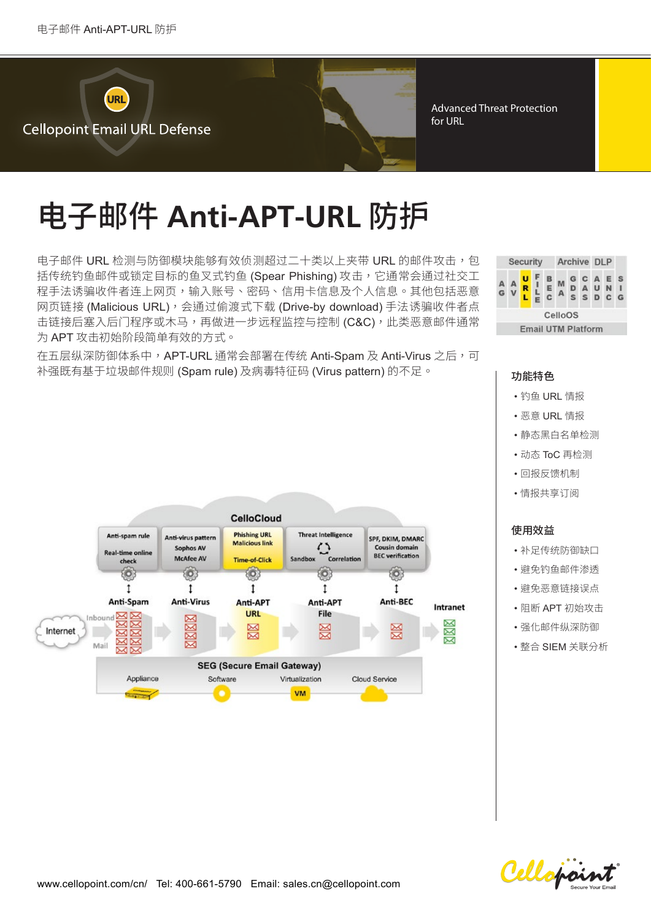Cellopoint Email URL Defense

Advanced Threat Protection for URL

# 电子邮件 Anti-APT-URL 防护

电子邮件 URL 检测与防御模块能够有效侦测超过二十类以上夹带 URL 的邮件攻击，包括传统钓鱼邮件或锁定目标的鱼叉式钓鱼 (Spear Phishing) 攻击，它通常会通过社交工程手法诱骗收件者连上网页，输入账号、密码、信用卡信息及个人信息。其他包括恶意网页链接 (Malicious URL)，会通过偷渡式下载 (Drive-by download) 手法诱骗收件者点击链接后塞入后门程序或木马，再做进一步远程监控与控制 (C&C)，此类恶意邮件通常为 APT 攻击初始阶段简单有效的方式。

在五层纵深防御体系中，APT-URL 通常会部署在传统 Anti-Spam 及 Anti-Virus 之后，可补强既有基于垃圾邮件规则 (Spam rule) 及病毒特征码 (Virus pattern) 的不足。

### 功能特色

- 钓鱼 URL 情报
- 恶意 URL 情报
- 静态黑白名单检测
- 动态 ToC 再检测
- 回报反馈机制
- 情报共享订阅

### 使用效益

- 补足传统防御缺口
- 避免钓鱼邮件渗透
- 避免恶意链接误点
- 阻断 APT 初始攻击
- 强化邮件纵深防御
- 整合 SIEM 关联分析

www.cellopoint.com/cn/ Tel: 400-661-5790 Email: sales.cn@cellopoint.com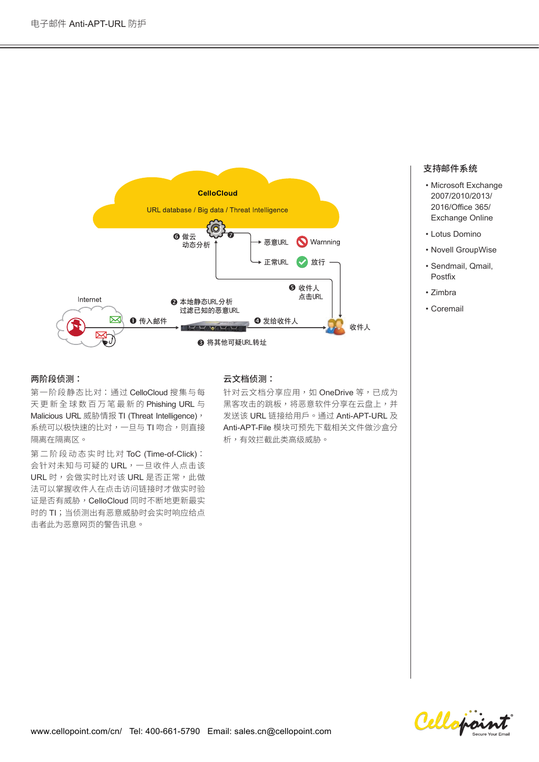CelloCloud

URL database / Big data / Threat Intelligence

❻ 做云动态分析

❼

恶意URL　Warnning

正常URL　放行

❺ 收件人点击URL

Internet

❶ 传入邮件

❷ 本地静态URL分析 过滤已知的恶意URL

❹ 发给收件人

收件人

❸ 将其他可疑URL转址

## 两阶段侦测：

第一阶段静态比对：通过 CelloCloud 搜集与每天更新全球数百万笔最新的 Phishing URL 与 Malicious URL 威胁情报 TI (Threat Intelligence)，系统可以极快速的比对，一旦与 TI 吻合，则直接隔离在隔离区。

第二阶段动态实时比对 ToC (Time-of-Click)：会针对未知与可疑的 URL，一旦收件人点击该 URL 时，会做实时比对该 URL 是否正常，此做法可以掌握收件人在点击访问链接时才做实时验证是否有威胁，CelloCloud 同时不断地更新最实时的 TI；当侦测出有恶意威胁时会实时响应给点击者此为恶意网页的警告讯息。

## 云文档侦测：

针对云文档分享应用，如 OneDrive 等，已成为黑客攻击的跳板，将恶意软件分享在云盘上，并发送该 URL 链接给用戶。通过 Anti-APT-URL 及 Anti-APT-File 模块可预先下载相关文件做沙盒分析，有效拦截此类高级威胁。

## 支持邮件系统

- Microsoft Exchange 2007/2010/2013/ 2016/Office 365/ Exchange Online
- Lotus Domino
- Novell GroupWise
- Sendmail, Qmail, Postfix
- Zimbra
- Coremail

www.cellopoint.com/cn/　Tel: 400-661-5790　Email: sales.cn@cellopoint.com